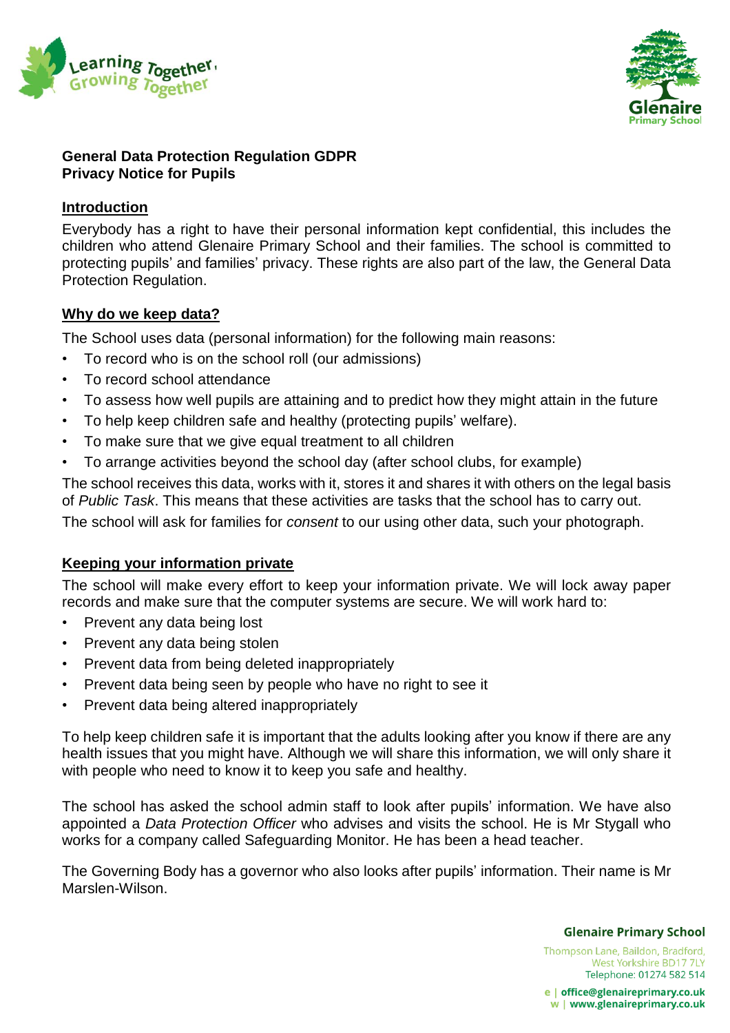**General Data Protection Regulation GDPR**
**Privacy Notice for Pupils**

## Introduction

Everybody has a right to have their personal information kept confidential, this includes the children who attend Glenaire Primary School and their families. The school is committed to protecting pupils' and families' privacy. These rights are also part of the law, the General Data Protection Regulation.

## Why do we keep data?

The School uses data (personal information) for the following main reasons:

- To record who is on the school roll (our admissions)
- To record school attendance
- To assess how well pupils are attaining and to predict how they might attain in the future
- To help keep children safe and healthy (protecting pupils' welfare).
- To make sure that we give equal treatment to all children
- To arrange activities beyond the school day (after school clubs, for example)

The school receives this data, works with it, stores it and shares it with others on the legal basis of *Public Task*. This means that these activities are tasks that the school has to carry out.

The school will ask for families for *consent* to our using other data, such your photograph.

## Keeping your information private

The school will make every effort to keep your information private. We will lock away paper records and make sure that the computer systems are secure. We will work hard to:

- Prevent any data being lost
- Prevent any data being stolen
- Prevent data from being deleted inappropriately
- Prevent data being seen by people who have no right to see it
- Prevent data being altered inappropriately

To help keep children safe it is important that the adults looking after you know if there are any health issues that you might have. Although we will share this information, we will only share it with people who need to know it to keep you safe and healthy.

The school has asked the school admin staff to look after pupils' information. We have also appointed a *Data Protection Officer* who advises and visits the school. He is Mr Stygall who works for a company called Safeguarding Monitor. He has been a head teacher.

The Governing Body has a governor who also looks after pupils' information. Their name is Mr Marslen-Wilson.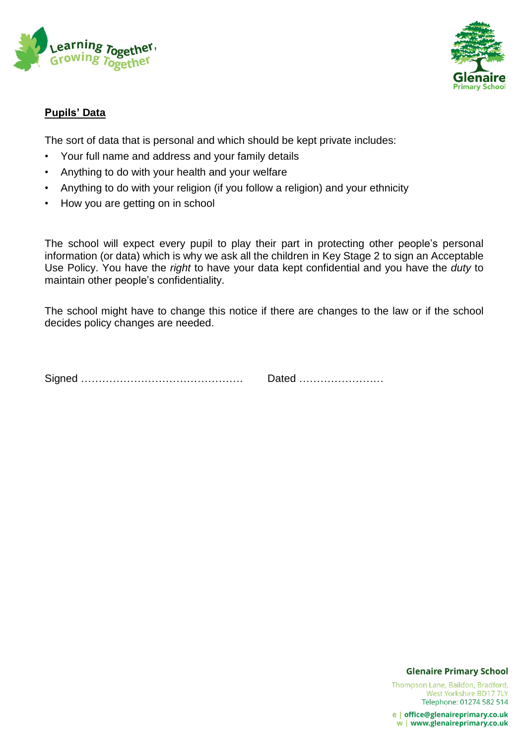**Pupils' Data**

The sort of data that is personal and which should be kept private includes:

- Your full name and address and your family details
- Anything to do with your health and your welfare
- Anything to do with your religion (if you follow a religion) and your ethnicity
- How you are getting on in school

The school will expect every pupil to play their part in protecting other people's personal information (or data) which is why we ask all the children in Key Stage 2 to sign an Acceptable Use Policy. You have the *right* to have your data kept confidential and you have the *duty* to maintain other people's confidentiality.

The school might have to change this notice if there are changes to the law or if the school decides policy changes are needed.

Signed ………………………………………  Dated ……………………